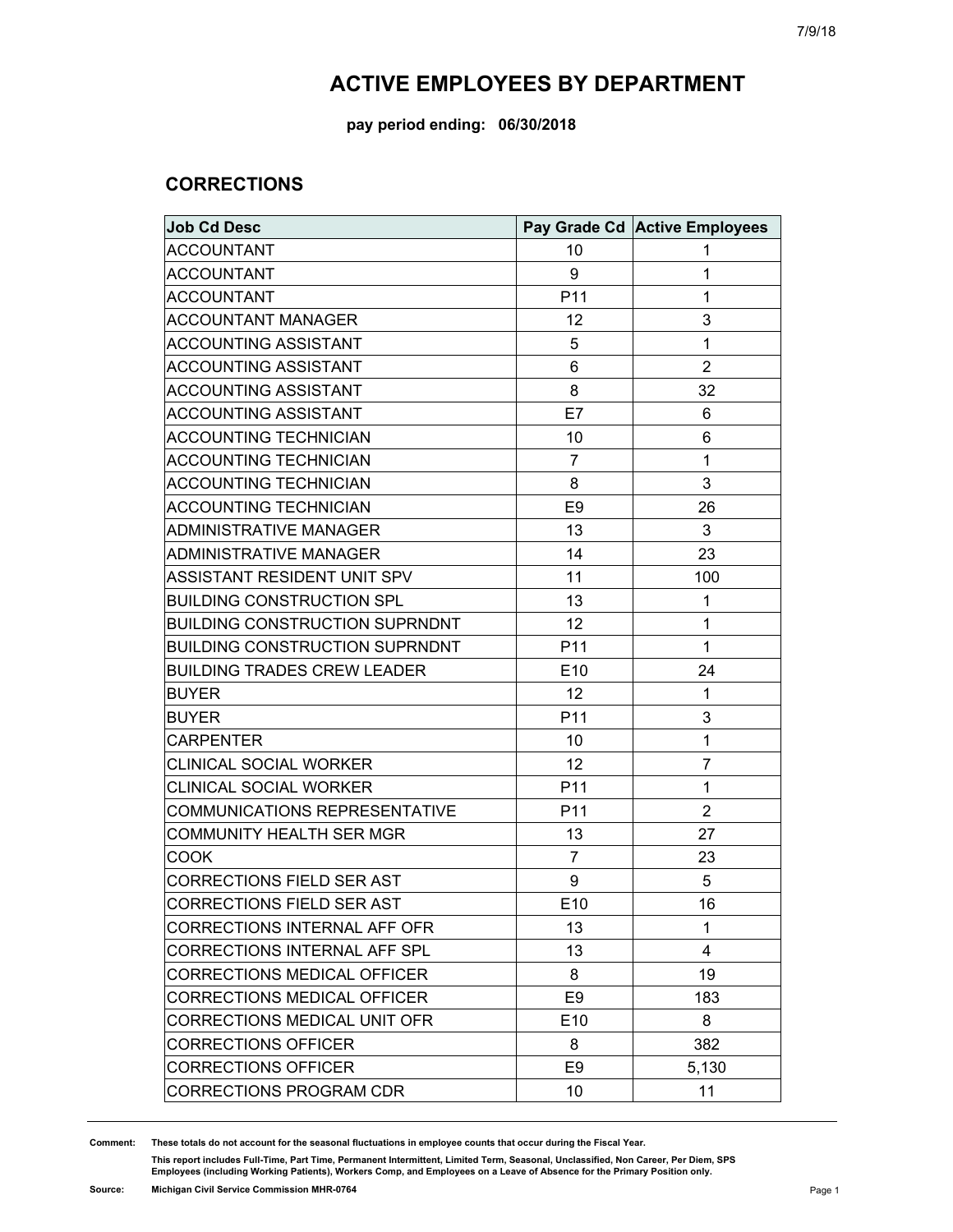# ACTIVE EMPLOYEES BY DEPARTMENT

**pay period ending: 06/30/2018**

## CORRECTIONS

| Job Cd Desc | Pay Grade Cd | Active Employees |
|---|---|---|
| ACCOUNTANT | 10 | 1 |
| ACCOUNTANT | 9 | 1 |
| ACCOUNTANT | P11 | 1 |
| ACCOUNTANT MANAGER | 12 | 3 |
| ACCOUNTING ASSISTANT | 5 | 1 |
| ACCOUNTING ASSISTANT | 6 | 2 |
| ACCOUNTING ASSISTANT | 8 | 32 |
| ACCOUNTING ASSISTANT | E7 | 6 |
| ACCOUNTING TECHNICIAN | 10 | 6 |
| ACCOUNTING TECHNICIAN | 7 | 1 |
| ACCOUNTING TECHNICIAN | 8 | 3 |
| ACCOUNTING TECHNICIAN | E9 | 26 |
| ADMINISTRATIVE MANAGER | 13 | 3 |
| ADMINISTRATIVE MANAGER | 14 | 23 |
| ASSISTANT RESIDENT UNIT SPV | 11 | 100 |
| BUILDING CONSTRUCTION SPL | 13 | 1 |
| BUILDING CONSTRUCTION SUPRNDNT | 12 | 1 |
| BUILDING CONSTRUCTION SUPRNDNT | P11 | 1 |
| BUILDING TRADES CREW LEADER | E10 | 24 |
| BUYER | 12 | 1 |
| BUYER | P11 | 3 |
| CARPENTER | 10 | 1 |
| CLINICAL SOCIAL WORKER | 12 | 7 |
| CLINICAL SOCIAL WORKER | P11 | 1 |
| COMMUNICATIONS REPRESENTATIVE | P11 | 2 |
| COMMUNITY HEALTH SER MGR | 13 | 27 |
| COOK | 7 | 23 |
| CORRECTIONS FIELD SER AST | 9 | 5 |
| CORRECTIONS FIELD SER AST | E10 | 16 |
| CORRECTIONS INTERNAL AFF OFR | 13 | 1 |
| CORRECTIONS INTERNAL AFF SPL | 13 | 4 |
| CORRECTIONS MEDICAL OFFICER | 8 | 19 |
| CORRECTIONS MEDICAL OFFICER | E9 | 183 |
| CORRECTIONS MEDICAL UNIT OFR | E10 | 8 |
| CORRECTIONS OFFICER | 8 | 382 |
| CORRECTIONS OFFICER | E9 | 5,130 |
| CORRECTIONS PROGRAM CDR | 10 | 11 |

**Comment:** These totals do not account for the seasonal fluctuations in employee counts that occur during the Fiscal Year.

This report includes Full-Time, Part Time, Permanent Intermittent, Limited Term, Seasonal, Unclassified, Non Career, Per Diem, SPS Employees (including Working Patients), Workers Comp, and Employees on a Leave of Absence for the Primary Position only.

**Source:** Michigan Civil Service Commission MHR-0764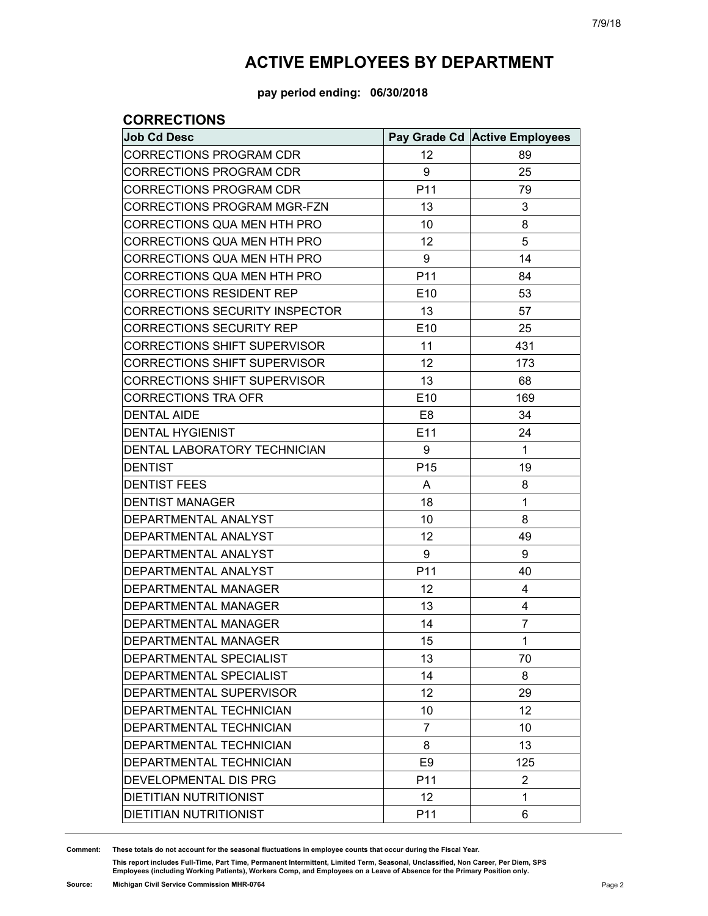# ACTIVE EMPLOYEES BY DEPARTMENT

**pay period ending: 06/30/2018**

## CORRECTIONS

| Job Cd Desc | Pay Grade Cd | Active Employees |
|---|---|---|
| CORRECTIONS PROGRAM CDR | 12 | 89 |
| CORRECTIONS PROGRAM CDR | 9 | 25 |
| CORRECTIONS PROGRAM CDR | P11 | 79 |
| CORRECTIONS PROGRAM MGR-FZN | 13 | 3 |
| CORRECTIONS QUA MEN HTH PRO | 10 | 8 |
| CORRECTIONS QUA MEN HTH PRO | 12 | 5 |
| CORRECTIONS QUA MEN HTH PRO | 9 | 14 |
| CORRECTIONS QUA MEN HTH PRO | P11 | 84 |
| CORRECTIONS RESIDENT REP | E10 | 53 |
| CORRECTIONS SECURITY INSPECTOR | 13 | 57 |
| CORRECTIONS SECURITY REP | E10 | 25 |
| CORRECTIONS SHIFT SUPERVISOR | 11 | 431 |
| CORRECTIONS SHIFT SUPERVISOR | 12 | 173 |
| CORRECTIONS SHIFT SUPERVISOR | 13 | 68 |
| CORRECTIONS TRA OFR | E10 | 169 |
| DENTAL AIDE | E8 | 34 |
| DENTAL HYGIENIST | E11 | 24 |
| DENTAL LABORATORY TECHNICIAN | 9 | 1 |
| DENTIST | P15 | 19 |
| DENTIST FEES | A | 8 |
| DENTIST MANAGER | 18 | 1 |
| DEPARTMENTAL ANALYST | 10 | 8 |
| DEPARTMENTAL ANALYST | 12 | 49 |
| DEPARTMENTAL ANALYST | 9 | 9 |
| DEPARTMENTAL ANALYST | P11 | 40 |
| DEPARTMENTAL MANAGER | 12 | 4 |
| DEPARTMENTAL MANAGER | 13 | 4 |
| DEPARTMENTAL MANAGER | 14 | 7 |
| DEPARTMENTAL MANAGER | 15 | 1 |
| DEPARTMENTAL SPECIALIST | 13 | 70 |
| DEPARTMENTAL SPECIALIST | 14 | 8 |
| DEPARTMENTAL SUPERVISOR | 12 | 29 |
| DEPARTMENTAL TECHNICIAN | 10 | 12 |
| DEPARTMENTAL TECHNICIAN | 7 | 10 |
| DEPARTMENTAL TECHNICIAN | 8 | 13 |
| DEPARTMENTAL TECHNICIAN | E9 | 125 |
| DEVELOPMENTAL DIS PRG | P11 | 2 |
| DIETITIAN NUTRITIONIST | 12 | 1 |
| DIETITIAN NUTRITIONIST | P11 | 6 |

**Comment:** These totals do not account for the seasonal fluctuations in employee counts that occur during the Fiscal Year.

This report includes Full-Time, Part Time, Permanent Intermittent, Limited Term, Seasonal, Unclassified, Non Career, Per Diem, SPS Employees (including Working Patients), Workers Comp, and Employees on a Leave of Absence for the Primary Position only.

**Source:** Michigan Civil Service Commission MHR-0764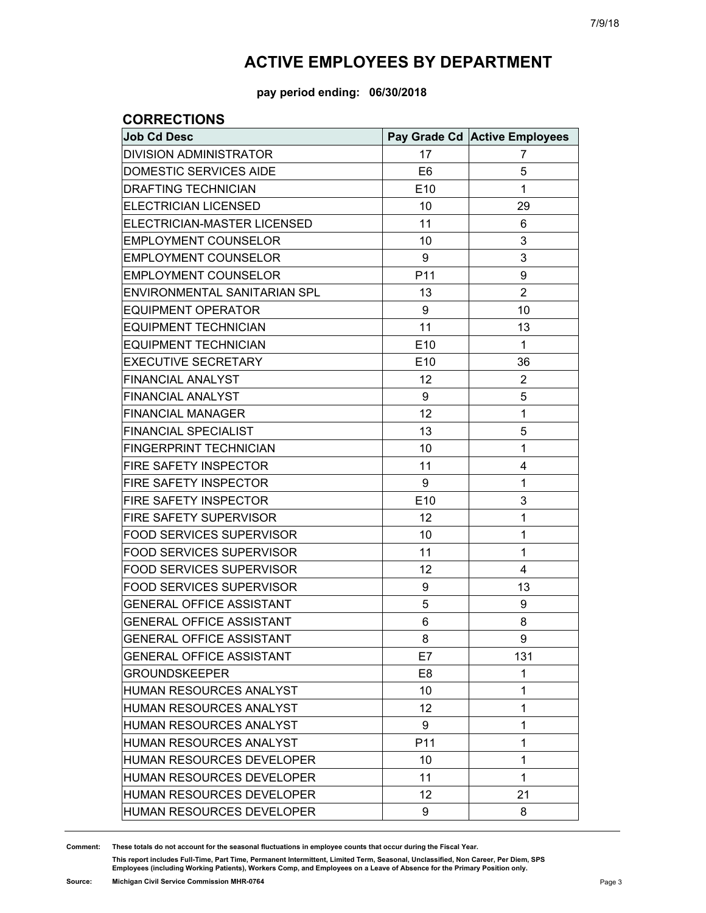# ACTIVE EMPLOYEES BY DEPARTMENT

**pay period ending: 06/30/2018**

## CORRECTIONS

| Job Cd Desc | Pay Grade Cd | Active Employees |
|---|---|---|
| DIVISION ADMINISTRATOR | 17 | 7 |
| DOMESTIC SERVICES AIDE | E6 | 5 |
| DRAFTING TECHNICIAN | E10 | 1 |
| ELECTRICIAN LICENSED | 10 | 29 |
| ELECTRICIAN-MASTER LICENSED | 11 | 6 |
| EMPLOYMENT COUNSELOR | 10 | 3 |
| EMPLOYMENT COUNSELOR | 9 | 3 |
| EMPLOYMENT COUNSELOR | P11 | 9 |
| ENVIRONMENTAL SANITARIAN SPL | 13 | 2 |
| EQUIPMENT OPERATOR | 9 | 10 |
| EQUIPMENT TECHNICIAN | 11 | 13 |
| EQUIPMENT TECHNICIAN | E10 | 1 |
| EXECUTIVE SECRETARY | E10 | 36 |
| FINANCIAL ANALYST | 12 | 2 |
| FINANCIAL ANALYST | 9 | 5 |
| FINANCIAL MANAGER | 12 | 1 |
| FINANCIAL SPECIALIST | 13 | 5 |
| FINGERPRINT TECHNICIAN | 10 | 1 |
| FIRE SAFETY INSPECTOR | 11 | 4 |
| FIRE SAFETY INSPECTOR | 9 | 1 |
| FIRE SAFETY INSPECTOR | E10 | 3 |
| FIRE SAFETY SUPERVISOR | 12 | 1 |
| FOOD SERVICES SUPERVISOR | 10 | 1 |
| FOOD SERVICES SUPERVISOR | 11 | 1 |
| FOOD SERVICES SUPERVISOR | 12 | 4 |
| FOOD SERVICES SUPERVISOR | 9 | 13 |
| GENERAL OFFICE ASSISTANT | 5 | 9 |
| GENERAL OFFICE ASSISTANT | 6 | 8 |
| GENERAL OFFICE ASSISTANT | 8 | 9 |
| GENERAL OFFICE ASSISTANT | E7 | 131 |
| GROUNDSKEEPER | E8 | 1 |
| HUMAN RESOURCES ANALYST | 10 | 1 |
| HUMAN RESOURCES ANALYST | 12 | 1 |
| HUMAN RESOURCES ANALYST | 9 | 1 |
| HUMAN RESOURCES ANALYST | P11 | 1 |
| HUMAN RESOURCES DEVELOPER | 10 | 1 |
| HUMAN RESOURCES DEVELOPER | 11 | 1 |
| HUMAN RESOURCES DEVELOPER | 12 | 21 |
| HUMAN RESOURCES DEVELOPER | 9 | 8 |

**Comment:** **These totals do not account for the seasonal fluctuations in employee counts that occur during the Fiscal Year.**

**This report includes Full-Time, Part Time, Permanent Intermittent, Limited Term, Seasonal, Unclassified, Non Career, Per Diem, SPS Employees (including Working Patients), Workers Comp, and Employees on a Leave of Absence for the Primary Position only.**

**Source:** **Michigan Civil Service Commission MHR-0764**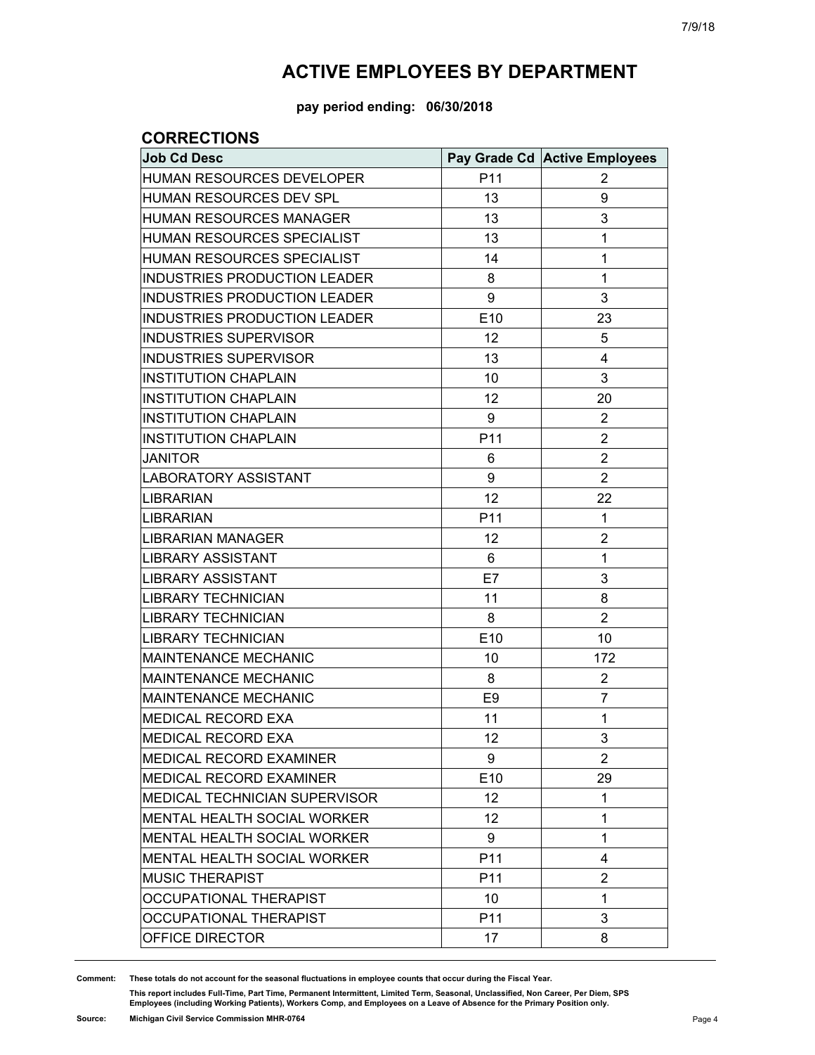# ACTIVE EMPLOYEES BY DEPARTMENT

**pay period ending: 06/30/2018**

## CORRECTIONS

| Job Cd Desc | Pay Grade Cd | Active Employees |
|---|---|---|
| HUMAN RESOURCES DEVELOPER | P11 | 2 |
| HUMAN RESOURCES DEV SPL | 13 | 9 |
| HUMAN RESOURCES MANAGER | 13 | 3 |
| HUMAN RESOURCES SPECIALIST | 13 | 1 |
| HUMAN RESOURCES SPECIALIST | 14 | 1 |
| INDUSTRIES PRODUCTION LEADER | 8 | 1 |
| INDUSTRIES PRODUCTION LEADER | 9 | 3 |
| INDUSTRIES PRODUCTION LEADER | E10 | 23 |
| INDUSTRIES SUPERVISOR | 12 | 5 |
| INDUSTRIES SUPERVISOR | 13 | 4 |
| INSTITUTION CHAPLAIN | 10 | 3 |
| INSTITUTION CHAPLAIN | 12 | 20 |
| INSTITUTION CHAPLAIN | 9 | 2 |
| INSTITUTION CHAPLAIN | P11 | 2 |
| JANITOR | 6 | 2 |
| LABORATORY ASSISTANT | 9 | 2 |
| LIBRARIAN | 12 | 22 |
| LIBRARIAN | P11 | 1 |
| LIBRARIAN MANAGER | 12 | 2 |
| LIBRARY ASSISTANT | 6 | 1 |
| LIBRARY ASSISTANT | E7 | 3 |
| LIBRARY TECHNICIAN | 11 | 8 |
| LIBRARY TECHNICIAN | 8 | 2 |
| LIBRARY TECHNICIAN | E10 | 10 |
| MAINTENANCE MECHANIC | 10 | 172 |
| MAINTENANCE MECHANIC | 8 | 2 |
| MAINTENANCE MECHANIC | E9 | 7 |
| MEDICAL RECORD EXA | 11 | 1 |
| MEDICAL RECORD EXA | 12 | 3 |
| MEDICAL RECORD EXAMINER | 9 | 2 |
| MEDICAL RECORD EXAMINER | E10 | 29 |
| MEDICAL TECHNICIAN SUPERVISOR | 12 | 1 |
| MENTAL HEALTH SOCIAL WORKER | 12 | 1 |
| MENTAL HEALTH SOCIAL WORKER | 9 | 1 |
| MENTAL HEALTH SOCIAL WORKER | P11 | 4 |
| MUSIC THERAPIST | P11 | 2 |
| OCCUPATIONAL THERAPIST | 10 | 1 |
| OCCUPATIONAL THERAPIST | P11 | 3 |
| OFFICE DIRECTOR | 17 | 8 |

**Comment:** These totals do not account for the seasonal fluctuations in employee counts that occur during the Fiscal Year.

This report includes Full-Time, Part Time, Permanent Intermittent, Limited Term, Seasonal, Unclassified, Non Career, Per Diem, SPS Employees (including Working Patients), Workers Comp, and Employees on a Leave of Absence for the Primary Position only.

**Source:** Michigan Civil Service Commission MHR-0764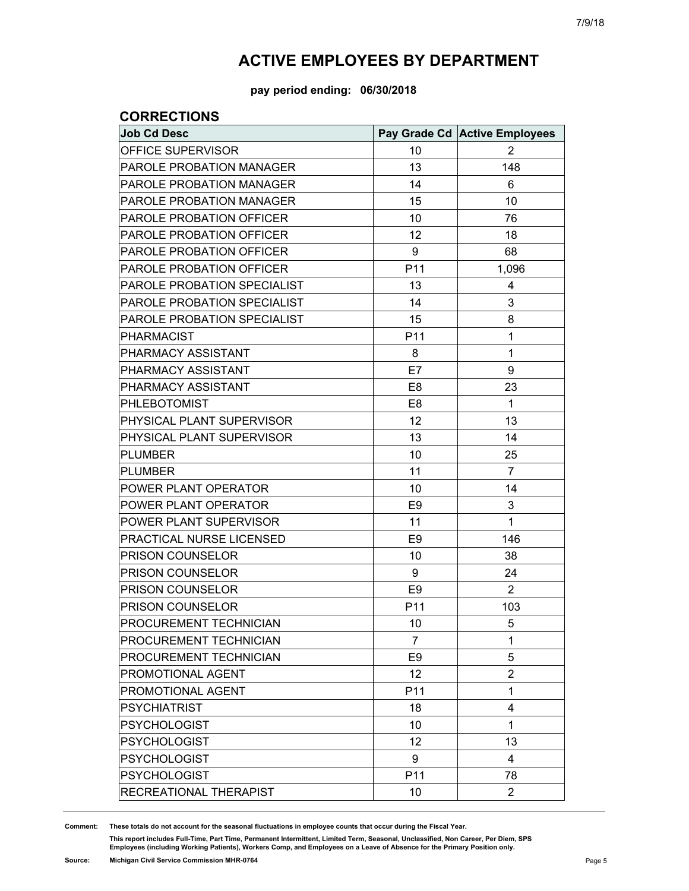# ACTIVE EMPLOYEES BY DEPARTMENT

**pay period ending: 06/30/2018**

## CORRECTIONS

| Job Cd Desc | Pay Grade Cd | Active Employees |
|---|---|---|
| OFFICE SUPERVISOR | 10 | 2 |
| PAROLE PROBATION MANAGER | 13 | 148 |
| PAROLE PROBATION MANAGER | 14 | 6 |
| PAROLE PROBATION MANAGER | 15 | 10 |
| PAROLE PROBATION OFFICER | 10 | 76 |
| PAROLE PROBATION OFFICER | 12 | 18 |
| PAROLE PROBATION OFFICER | 9 | 68 |
| PAROLE PROBATION OFFICER | P11 | 1,096 |
| PAROLE PROBATION SPECIALIST | 13 | 4 |
| PAROLE PROBATION SPECIALIST | 14 | 3 |
| PAROLE PROBATION SPECIALIST | 15 | 8 |
| PHARMACIST | P11 | 1 |
| PHARMACY ASSISTANT | 8 | 1 |
| PHARMACY ASSISTANT | E7 | 9 |
| PHARMACY ASSISTANT | E8 | 23 |
| PHLEBOTOMIST | E8 | 1 |
| PHYSICAL PLANT SUPERVISOR | 12 | 13 |
| PHYSICAL PLANT SUPERVISOR | 13 | 14 |
| PLUMBER | 10 | 25 |
| PLUMBER | 11 | 7 |
| POWER PLANT OPERATOR | 10 | 14 |
| POWER PLANT OPERATOR | E9 | 3 |
| POWER PLANT SUPERVISOR | 11 | 1 |
| PRACTICAL NURSE LICENSED | E9 | 146 |
| PRISON COUNSELOR | 10 | 38 |
| PRISON COUNSELOR | 9 | 24 |
| PRISON COUNSELOR | E9 | 2 |
| PRISON COUNSELOR | P11 | 103 |
| PROCUREMENT TECHNICIAN | 10 | 5 |
| PROCUREMENT TECHNICIAN | 7 | 1 |
| PROCUREMENT TECHNICIAN | E9 | 5 |
| PROMOTIONAL AGENT | 12 | 2 |
| PROMOTIONAL AGENT | P11 | 1 |
| PSYCHIATRIST | 18 | 4 |
| PSYCHOLOGIST | 10 | 1 |
| PSYCHOLOGIST | 12 | 13 |
| PSYCHOLOGIST | 9 | 4 |
| PSYCHOLOGIST | P11 | 78 |
| RECREATIONAL THERAPIST | 10 | 2 |

**Comment:** These totals do not account for the seasonal fluctuations in employee counts that occur during the Fiscal Year.

This report includes Full-Time, Part Time, Permanent Intermittent, Limited Term, Seasonal, Unclassified, Non Career, Per Diem, SPS Employees (including Working Patients), Workers Comp, and Employees on a Leave of Absence for the Primary Position only.

**Source:** Michigan Civil Service Commission MHR-0764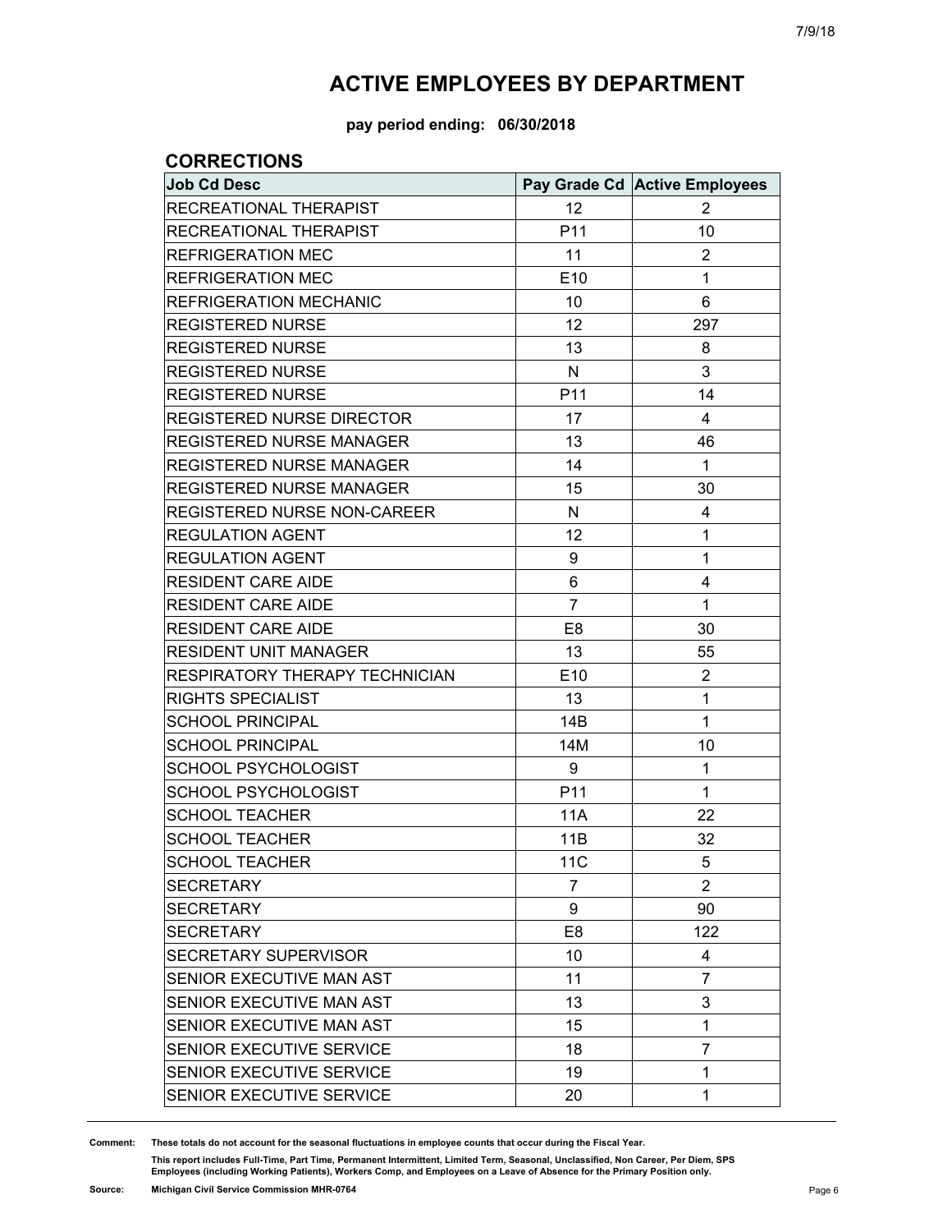# ACTIVE EMPLOYEES BY DEPARTMENT

**pay period ending: 06/30/2018**

## CORRECTIONS

| Job Cd Desc | Pay Grade Cd | Active Employees |
|---|---|---|
| RECREATIONAL THERAPIST | 12 | 2 |
| RECREATIONAL THERAPIST | P11 | 10 |
| REFRIGERATION MEC | 11 | 2 |
| REFRIGERATION MEC | E10 | 1 |
| REFRIGERATION MECHANIC | 10 | 6 |
| REGISTERED NURSE | 12 | 297 |
| REGISTERED NURSE | 13 | 8 |
| REGISTERED NURSE | N | 3 |
| REGISTERED NURSE | P11 | 14 |
| REGISTERED NURSE DIRECTOR | 17 | 4 |
| REGISTERED NURSE MANAGER | 13 | 46 |
| REGISTERED NURSE MANAGER | 14 | 1 |
| REGISTERED NURSE MANAGER | 15 | 30 |
| REGISTERED NURSE NON-CAREER | N | 4 |
| REGULATION AGENT | 12 | 1 |
| REGULATION AGENT | 9 | 1 |
| RESIDENT CARE AIDE | 6 | 4 |
| RESIDENT CARE AIDE | 7 | 1 |
| RESIDENT CARE AIDE | E8 | 30 |
| RESIDENT UNIT MANAGER | 13 | 55 |
| RESPIRATORY THERAPY TECHNICIAN | E10 | 2 |
| RIGHTS SPECIALIST | 13 | 1 |
| SCHOOL PRINCIPAL | 14B | 1 |
| SCHOOL PRINCIPAL | 14M | 10 |
| SCHOOL PSYCHOLOGIST | 9 | 1 |
| SCHOOL PSYCHOLOGIST | P11 | 1 |
| SCHOOL TEACHER | 11A | 22 |
| SCHOOL TEACHER | 11B | 32 |
| SCHOOL TEACHER | 11C | 5 |
| SECRETARY | 7 | 2 |
| SECRETARY | 9 | 90 |
| SECRETARY | E8 | 122 |
| SECRETARY SUPERVISOR | 10 | 4 |
| SENIOR EXECUTIVE MAN AST | 11 | 7 |
| SENIOR EXECUTIVE MAN AST | 13 | 3 |
| SENIOR EXECUTIVE MAN AST | 15 | 1 |
| SENIOR EXECUTIVE SERVICE | 18 | 7 |
| SENIOR EXECUTIVE SERVICE | 19 | 1 |
| SENIOR EXECUTIVE SERVICE | 20 | 1 |

**Comment:** These totals do not account for the seasonal fluctuations in employee counts that occur during the Fiscal Year.

This report includes Full-Time, Part Time, Permanent Intermittent, Limited Term, Seasonal, Unclassified, Non Career, Per Diem, SPS Employees (including Working Patients), Workers Comp, and Employees on a Leave of Absence for the Primary Position only.

**Source:** Michigan Civil Service Commission MHR-0764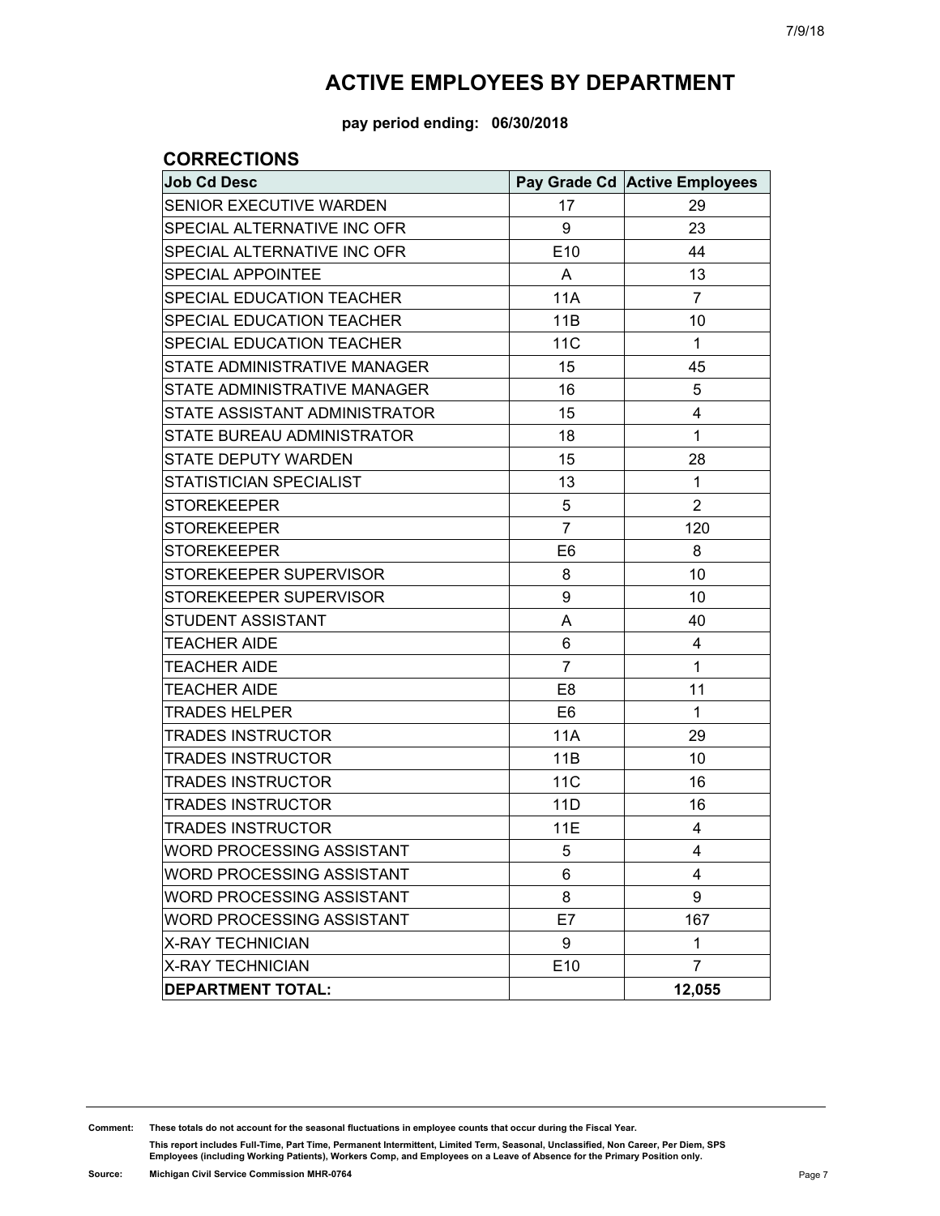# ACTIVE EMPLOYEES BY DEPARTMENT

**pay period ending: 06/30/2018**

## CORRECTIONS

| Job Cd Desc | Pay Grade Cd | Active Employees |
|---|---|---|
| SENIOR EXECUTIVE WARDEN | 17 | 29 |
| SPECIAL ALTERNATIVE INC OFR | 9 | 23 |
| SPECIAL ALTERNATIVE INC OFR | E10 | 44 |
| SPECIAL APPOINTEE | A | 13 |
| SPECIAL EDUCATION TEACHER | 11A | 7 |
| SPECIAL EDUCATION TEACHER | 11B | 10 |
| SPECIAL EDUCATION TEACHER | 11C | 1 |
| STATE ADMINISTRATIVE MANAGER | 15 | 45 |
| STATE ADMINISTRATIVE MANAGER | 16 | 5 |
| STATE ASSISTANT ADMINISTRATOR | 15 | 4 |
| STATE BUREAU ADMINISTRATOR | 18 | 1 |
| STATE DEPUTY WARDEN | 15 | 28 |
| STATISTICIAN SPECIALIST | 13 | 1 |
| STOREKEEPER | 5 | 2 |
| STOREKEEPER | 7 | 120 |
| STOREKEEPER | E6 | 8 |
| STOREKEEPER SUPERVISOR | 8 | 10 |
| STOREKEEPER SUPERVISOR | 9 | 10 |
| STUDENT ASSISTANT | A | 40 |
| TEACHER AIDE | 6 | 4 |
| TEACHER AIDE | 7 | 1 |
| TEACHER AIDE | E8 | 11 |
| TRADES HELPER | E6 | 1 |
| TRADES INSTRUCTOR | 11A | 29 |
| TRADES INSTRUCTOR | 11B | 10 |
| TRADES INSTRUCTOR | 11C | 16 |
| TRADES INSTRUCTOR | 11D | 16 |
| TRADES INSTRUCTOR | 11E | 4 |
| WORD PROCESSING ASSISTANT | 5 | 4 |
| WORD PROCESSING ASSISTANT | 6 | 4 |
| WORD PROCESSING ASSISTANT | 8 | 9 |
| WORD PROCESSING ASSISTANT | E7 | 167 |
| X-RAY TECHNICIAN | 9 | 1 |
| X-RAY TECHNICIAN | E10 | 7 |
| **DEPARTMENT TOTAL:** | | **12,055** |

**Comment:** These totals do not account for the seasonal fluctuations in employee counts that occur during the Fiscal Year.

This report includes Full-Time, Part Time, Permanent Intermittent, Limited Term, Seasonal, Unclassified, Non Career, Per Diem, SPS Employees (including Working Patients), Workers Comp, and Employees on a Leave of Absence for the Primary Position only.

**Source:** Michigan Civil Service Commission MHR-0764